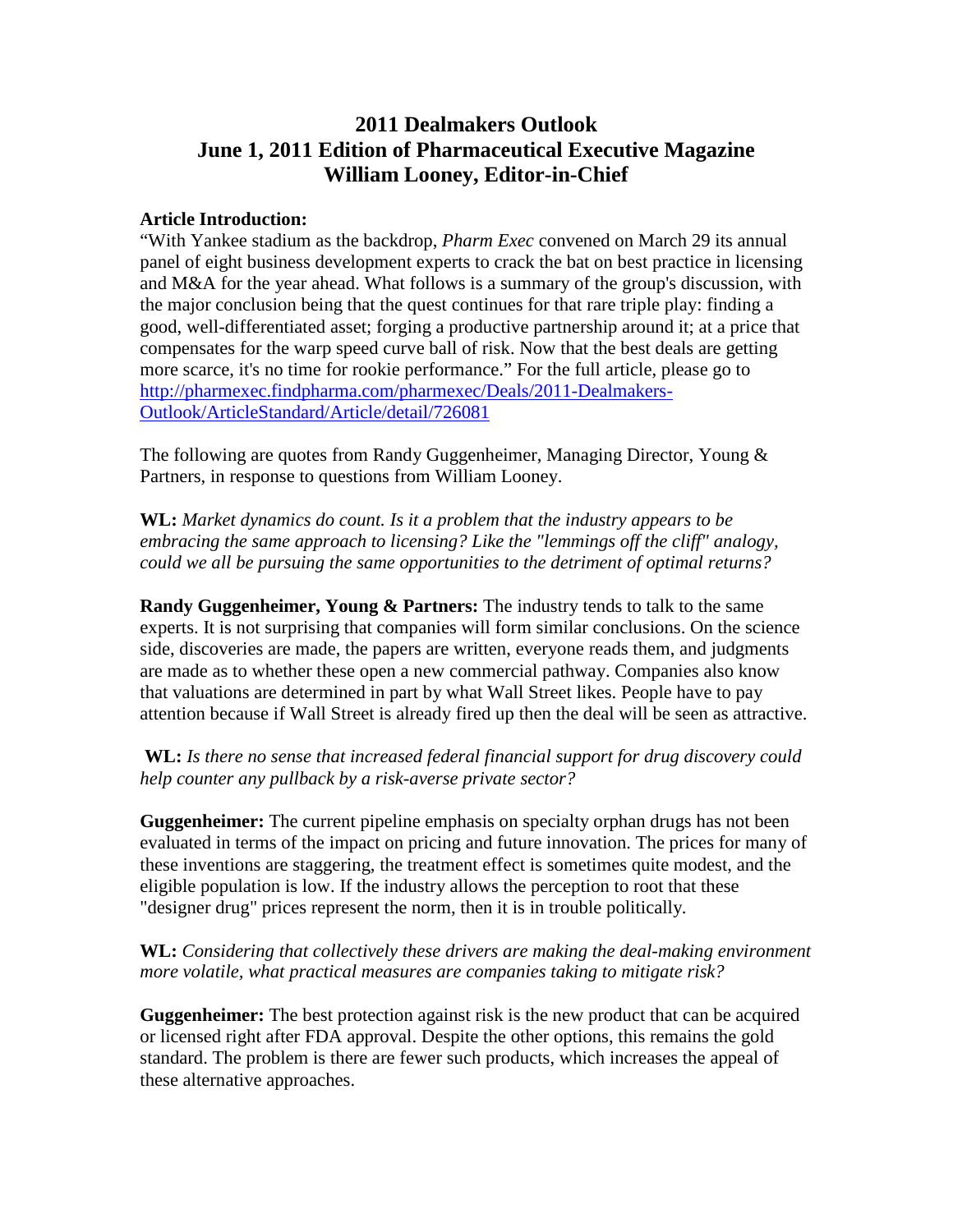# 2011 Dealmakers Outlook
# June 1, 2011 Edition of Pharmaceutical Executive Magazine
# William Looney, Editor-in-Chief

**Article Introduction:**

"With Yankee stadium as the backdrop, *Pharm Exec* convened on March 29 its annual panel of eight business development experts to crack the bat on best practice in licensing and M&A for the year ahead. What follows is a summary of the group's discussion, with the major conclusion being that the quest continues for that rare triple play: finding a good, well-differentiated asset; forging a productive partnership around it; at a price that compensates for the warp speed curve ball of risk. Now that the best deals are getting more scarce, it's no time for rookie performance." For the full article, please go to [http://pharmexec.findpharma.com/pharmexec/Deals/2011-Dealmakers-Outlook/ArticleStandard/Article/detail/726081](http://pharmexec.findpharma.com/pharmexec/Deals/2011-Dealmakers-Outlook/ArticleStandard/Article/detail/726081)

The following are quotes from Randy Guggenheimer, Managing Director, Young & Partners, in response to questions from William Looney.

**WL:** *Market dynamics do count. Is it a problem that the industry appears to be embracing the same approach to licensing? Like the "lemmings off the cliff" analogy, could we all be pursuing the same opportunities to the detriment of optimal returns?*

**Randy Guggenheimer, Young & Partners:** The industry tends to talk to the same experts. It is not surprising that companies will form similar conclusions. On the science side, discoveries are made, the papers are written, everyone reads them, and judgments are made as to whether these open a new commercial pathway. Companies also know that valuations are determined in part by what Wall Street likes. People have to pay attention because if Wall Street is already fired up then the deal will be seen as attractive.

**WL:** *Is there no sense that increased federal financial support for drug discovery could help counter any pullback by a risk-averse private sector?*

**Guggenheimer:** The current pipeline emphasis on specialty orphan drugs has not been evaluated in terms of the impact on pricing and future innovation. The prices for many of these inventions are staggering, the treatment effect is sometimes quite modest, and the eligible population is low. If the industry allows the perception to root that these "designer drug" prices represent the norm, then it is in trouble politically.

**WL:** *Considering that collectively these drivers are making the deal-making environment more volatile, what practical measures are companies taking to mitigate risk?*

**Guggenheimer:** The best protection against risk is the new product that can be acquired or licensed right after FDA approval. Despite the other options, this remains the gold standard. The problem is there are fewer such products, which increases the appeal of these alternative approaches.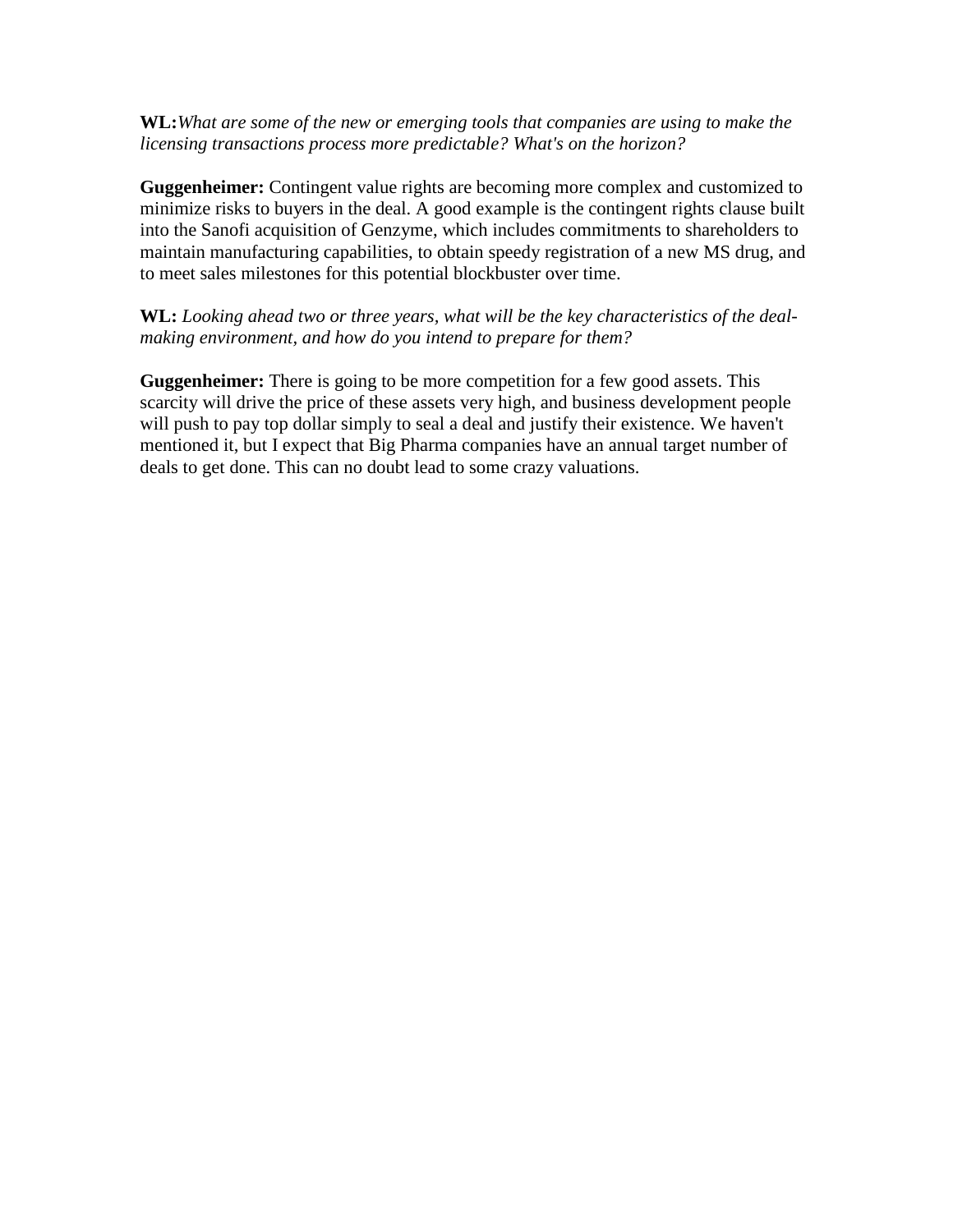**WL:***What are some of the new or emerging tools that companies are using to make the licensing transactions process more predictable? What's on the horizon?*

**Guggenheimer:** Contingent value rights are becoming more complex and customized to minimize risks to buyers in the deal. A good example is the contingent rights clause built into the Sanofi acquisition of Genzyme, which includes commitments to shareholders to maintain manufacturing capabilities, to obtain speedy registration of a new MS drug, and to meet sales milestones for this potential blockbuster over time.

**WL:** *Looking ahead two or three years, what will be the key characteristics of the deal-making environment, and how do you intend to prepare for them?*

**Guggenheimer:** There is going to be more competition for a few good assets. This scarcity will drive the price of these assets very high, and business development people will push to pay top dollar simply to seal a deal and justify their existence. We haven't mentioned it, but I expect that Big Pharma companies have an annual target number of deals to get done. This can no doubt lead to some crazy valuations.